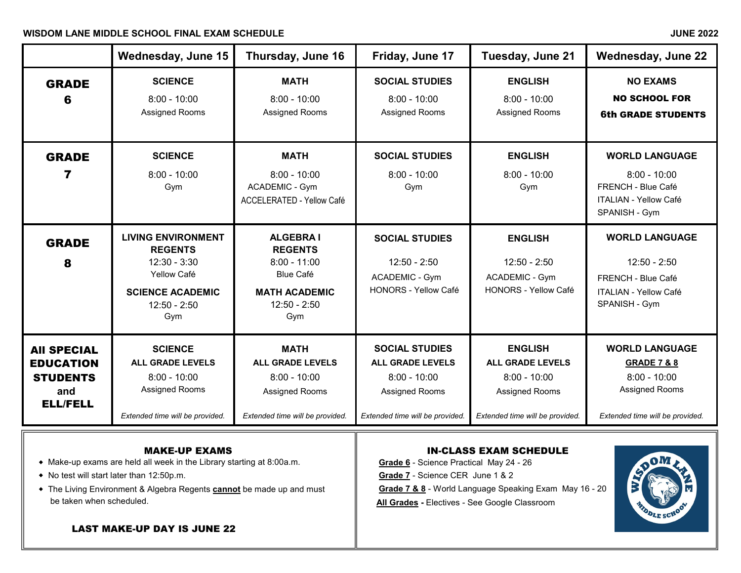**WISDOM LANE MIDDLE SCHOOL FINAL EXAM SCHEDULE** **JUNE 2022**

| | Wednesday, June 15 | Thursday, June 16 | Friday, June 17 | Tuesday, June 21 | Wednesday, June 22 |
|---|---|---|---|---|---|
| **GRADE 6** | **SCIENCE**<br>8:00 - 10:00<br>Assigned Rooms | **MATH**<br>8:00 - 10:00<br>Assigned Rooms | **SOCIAL STUDIES**<br>8:00 - 10:00<br>Assigned Rooms | **ENGLISH**<br>8:00 - 10:00<br>Assigned Rooms | **NO EXAMS**<br>**NO SCHOOL FOR 6th GRADE STUDENTS** |
| **GRADE 7** | **SCIENCE**<br>8:00 - 10:00<br>Gym | **MATH**<br>8:00 - 10:00<br>ACADEMIC - Gym<br>ACCELERATED - Yellow Café | **SOCIAL STUDIES**<br>8:00 - 10:00<br>Gym | **ENGLISH**<br>8:00 - 10:00<br>Gym | **WORLD LANGUAGE**<br>8:00 - 10:00<br>FRENCH - Blue Café<br>ITALIAN - Yellow Café<br>SPANISH - Gym |
| **GRADE 8** | **LIVING ENVIRONMENT REGENTS**<br>12:30 - 3:30<br>Yellow Café<br>**SCIENCE ACADEMIC**<br>12:50 - 2:50<br>Gym | **ALGEBRA I REGENTS**<br>8:00 - 11:00<br>Blue Café<br>**MATH ACADEMIC**<br>12:50 - 2:50<br>Gym | **SOCIAL STUDIES**<br>12:50 - 2:50<br>ACADEMIC - Gym<br>HONORS - Yellow Café | **ENGLISH**<br>12:50 - 2:50<br>ACADEMIC - Gym<br>HONORS - Yellow Café | **WORLD LANGUAGE**<br>12:50 - 2:50<br>FRENCH - Blue Café<br>ITALIAN - Yellow Café<br>SPANISH - Gym |
| **All SPECIAL EDUCATION STUDENTS and ELL/FELL** | **SCIENCE**<br>**ALL GRADE LEVELS**<br>8:00 - 10:00<br>Assigned Rooms<br>*Extended time will be provided.* | **MATH**<br>**ALL GRADE LEVELS**<br>8:00 - 10:00<br>Assigned Rooms<br>*Extended time will be provided.* | **SOCIAL STUDIES**<br>**ALL GRADE LEVELS**<br>8:00 - 10:00<br>Assigned Rooms<br>*Extended time will be provided.* | **ENGLISH**<br>**ALL GRADE LEVELS**<br>8:00 - 10:00<br>Assigned Rooms<br>*Extended time will be provided.* | **WORLD LANGUAGE**<br>**GRADE 7 & 8**<br>8:00 - 10:00<br>Assigned Rooms<br>*Extended time will be provided.* |

## MAKE-UP EXAMS

- Make-up exams are held all week in the Library starting at 8:00a.m.
- No test will start later than 12:50p.m.
- The Living Environment & Algebra Regents **cannot** be made up and must be taken when scheduled.

**LAST MAKE-UP DAY IS JUNE 22**

## IN-CLASS EXAM SCHEDULE

**Grade 6** - Science Practical May 24 - 26
**Grade 7** - Science CER June 1 & 2
**Grade 7 & 8** - World Language Speaking Exam May 16 - 20
**All Grades** - Electives - See Google Classroom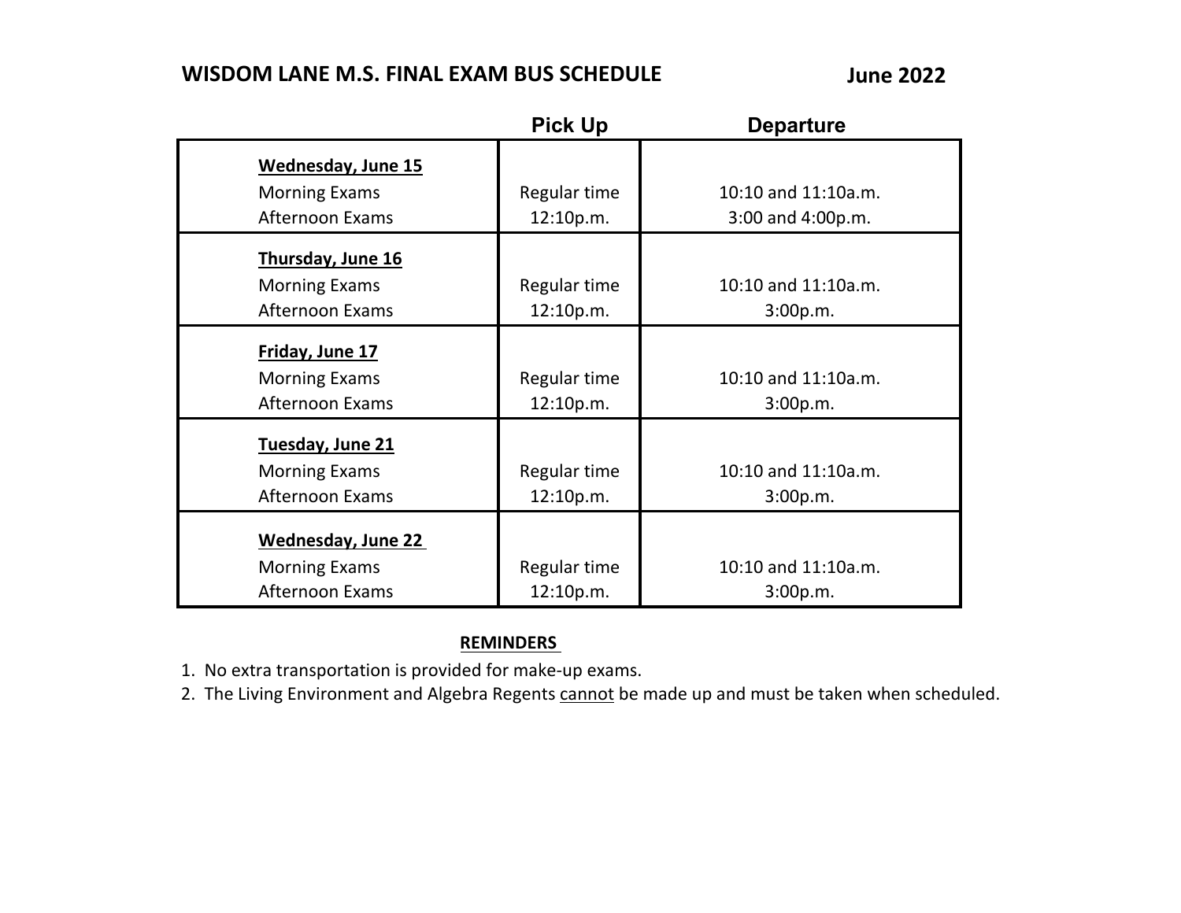# WISDOM LANE M.S. FINAL EXAM BUS SCHEDULE

**June 2022**

| | Pick Up | Departure |
|---|---|---|
| **Wednesday, June 15** | | |
| Morning Exams | Regular time | 10:10 and 11:10a.m. |
| Afternoon Exams | 12:10p.m. | 3:00 and 4:00p.m. |
| **Thursday, June 16** | | |
| Morning Exams | Regular time | 10:10 and 11:10a.m. |
| Afternoon Exams | 12:10p.m. | 3:00p.m. |
| **Friday, June 17** | | |
| Morning Exams | Regular time | 10:10 and 11:10a.m. |
| Afternoon Exams | 12:10p.m. | 3:00p.m. |
| **Tuesday, June 21** | | |
| Morning Exams | Regular time | 10:10 and 11:10a.m. |
| Afternoon Exams | 12:10p.m. | 3:00p.m. |
| **Wednesday, June 22** | | |
| Morning Exams | Regular time | 10:10 and 11:10a.m. |
| Afternoon Exams | 12:10p.m. | 3:00p.m. |

**REMINDERS**

1. No extra transportation is provided for make-up exams.
2. The Living Environment and Algebra Regents cannot be made up and must be taken when scheduled.